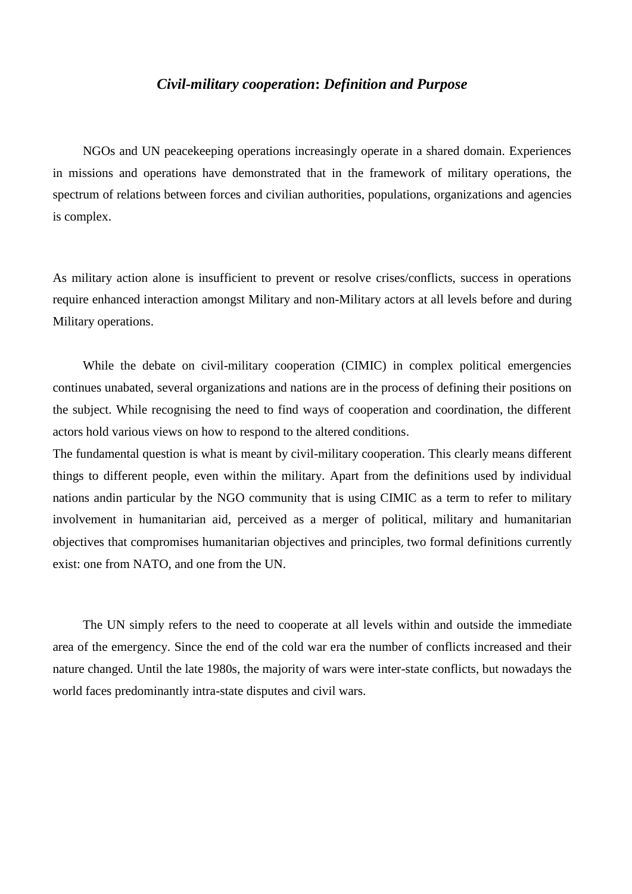# *Civil-military cooperation*: *Definition and Purpose*

NGOs and UN peacekeeping operations increasingly operate in a shared domain. Experiences in missions and operations have demonstrated that in the framework of military operations, the spectrum of relations between forces and civilian authorities, populations, organizations and agencies is complex.

As military action alone is insufficient to prevent or resolve crises/conflicts, success in operations require enhanced interaction amongst Military and non-Military actors at all levels before and during Military operations.

While the debate on civil-military cooperation (CIMIC) in complex political emergencies continues unabated, several organizations and nations are in the process of defining their positions on the subject. While recognising the need to find ways of cooperation and coordination, the different actors hold various views on how to respond to the altered conditions.

The fundamental question is what is meant by civil-military cooperation. This clearly means different things to different people, even within the military. Apart from the definitions used by individual nations andin particular by the NGO community that is using CIMIC as a term to refer to military involvement in humanitarian aid, perceived as a merger of political, military and humanitarian objectives that compromises humanitarian objectives and principles, two formal definitions currently exist: one from NATO, and one from the UN.

The UN simply refers to the need to cooperate at all levels within and outside the immediate area of the emergency. Since the end of the cold war era the number of conflicts increased and their nature changed. Until the late 1980s, the majority of wars were inter-state conflicts, but nowadays the world faces predominantly intra-state disputes and civil wars.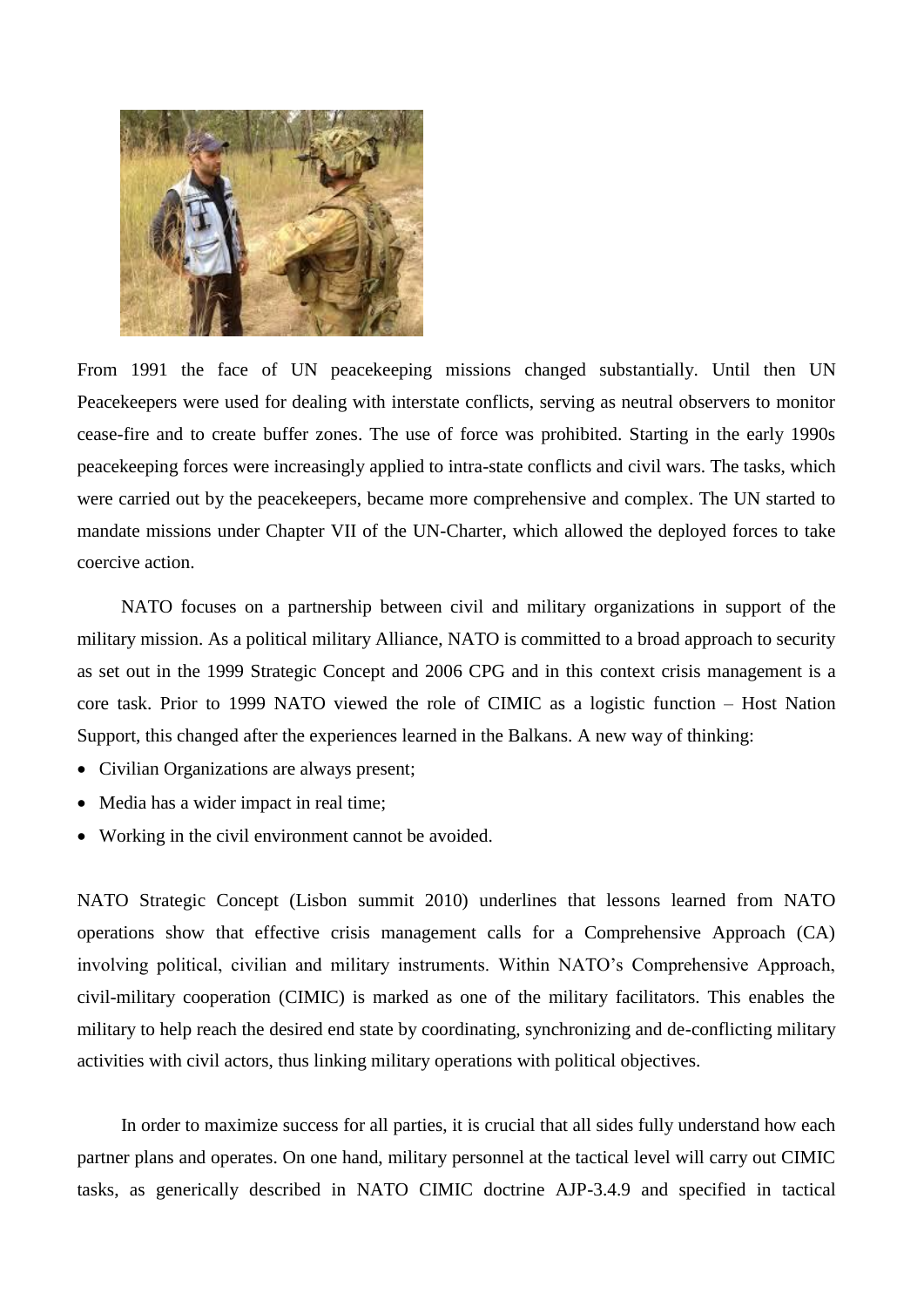From 1991 the face of UN peacekeeping missions changed substantially. Until then UN Peacekeepers were used for dealing with interstate conflicts, serving as neutral observers to monitor cease-fire and to create buffer zones. The use of force was prohibited. Starting in the early 1990s peacekeeping forces were increasingly applied to intra-state conflicts and civil wars. The tasks, which were carried out by the peacekeepers, became more comprehensive and complex. The UN started to mandate missions under Chapter VII of the UN-Charter, which allowed the deployed forces to take coercive action.

NATO focuses on a partnership between civil and military organizations in support of the military mission. As a political military Alliance, NATO is committed to a broad approach to security as set out in the 1999 Strategic Concept and 2006 CPG and in this context crisis management is a core task. Prior to 1999 NATO viewed the role of CIMIC as a logistic function – Host Nation Support, this changed after the experiences learned in the Balkans. A new way of thinking:

- Civilian Organizations are always present;
- Media has a wider impact in real time;
- Working in the civil environment cannot be avoided.

NATO Strategic Concept (Lisbon summit 2010) underlines that lessons learned from NATO operations show that effective crisis management calls for a Comprehensive Approach (CA) involving political, civilian and military instruments. Within NATO's Comprehensive Approach, civil-military cooperation (CIMIC) is marked as one of the military facilitators. This enables the military to help reach the desired end state by coordinating, synchronizing and de-conflicting military activities with civil actors, thus linking military operations with political objectives.

In order to maximize success for all parties, it is crucial that all sides fully understand how each partner plans and operates. On one hand, military personnel at the tactical level will carry out CIMIC tasks, as generically described in NATO CIMIC doctrine AJP-3.4.9 and specified in tactical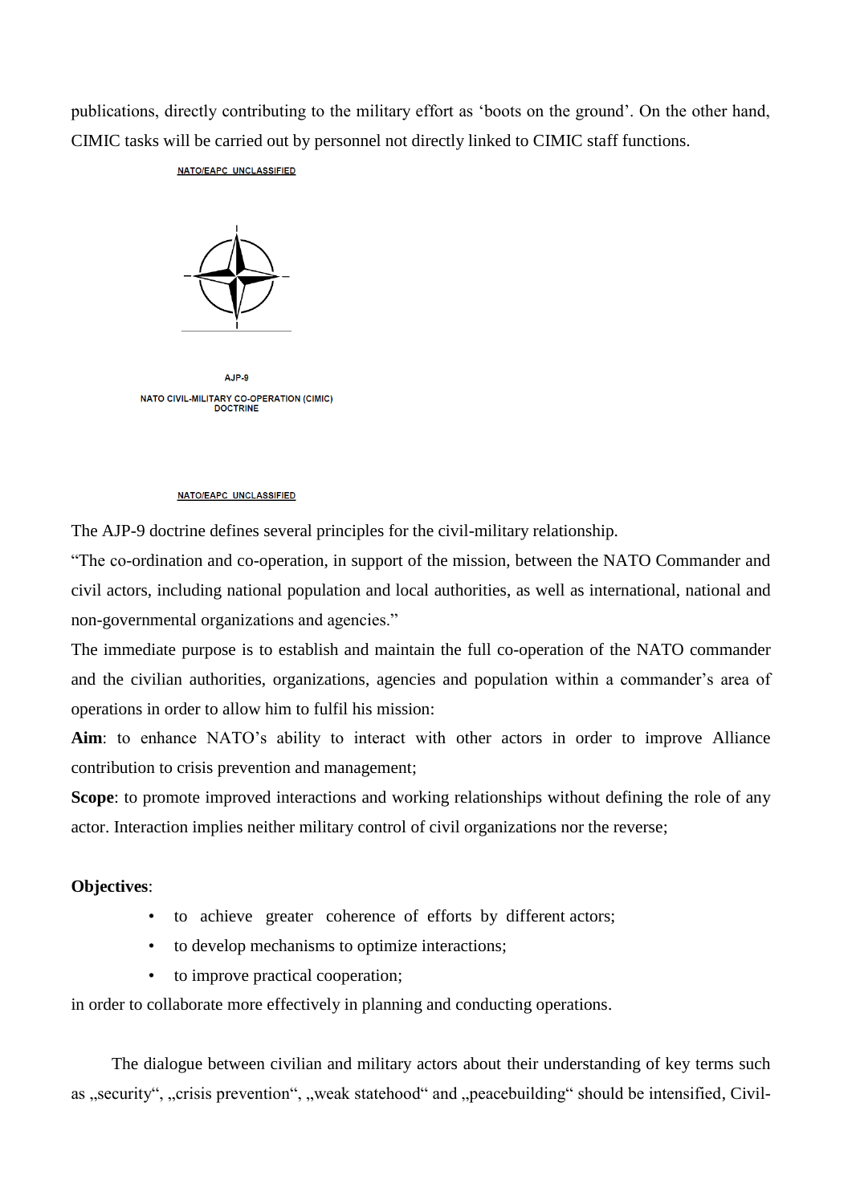publications, directly contributing to the military effort as 'boots on the ground'. On the other hand, CIMIC tasks will be carried out by personnel not directly linked to CIMIC staff functions.

NATO/EAPC UNCLASSIFIED

AJP-9

NATO CIVIL-MILITARY CO-OPERATION (CIMIC) DOCTRINE

NATO/EAPC UNCLASSIFIED

The AJP-9 doctrine defines several principles for the civil-military relationship.

"The co-ordination and co-operation, in support of the mission, between the NATO Commander and civil actors, including national population and local authorities, as well as international, national and non-governmental organizations and agencies."

The immediate purpose is to establish and maintain the full co-operation of the NATO commander and the civilian authorities, organizations, agencies and population within a commander's area of operations in order to allow him to fulfil his mission:

**Aim**: to enhance NATO's ability to interact with other actors in order to improve Alliance contribution to crisis prevention and management;

**Scope**: to promote improved interactions and working relationships without defining the role of any actor. Interaction implies neither military control of civil organizations nor the reverse;

**Objectives**:

- to achieve greater coherence of efforts by different actors;
- to develop mechanisms to optimize interactions;
- to improve practical cooperation;

in order to collaborate more effectively in planning and conducting operations.

The dialogue between civilian and military actors about their understanding of key terms such as „security", „crisis prevention", „weak statehood" and „peacebuilding" should be intensified, Civil-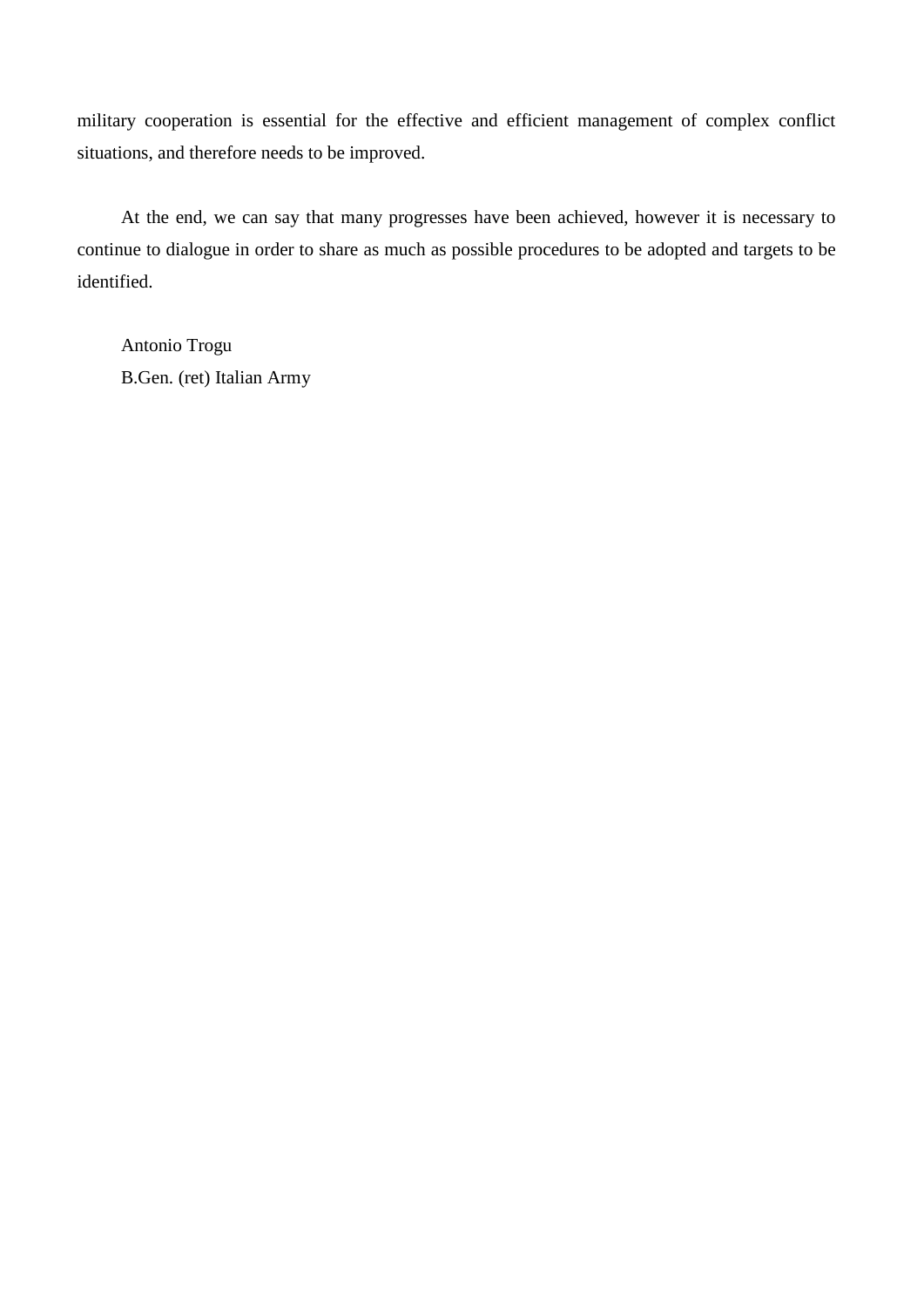military cooperation is essential for the effective and efficient management of complex conflict situations, and therefore needs to be improved.

At the end, we can say that many progresses have been achieved, however it is necessary to continue to dialogue in order to share as much as possible procedures to be adopted and targets to be identified.

Antonio Trogu
B.Gen. (ret) Italian Army